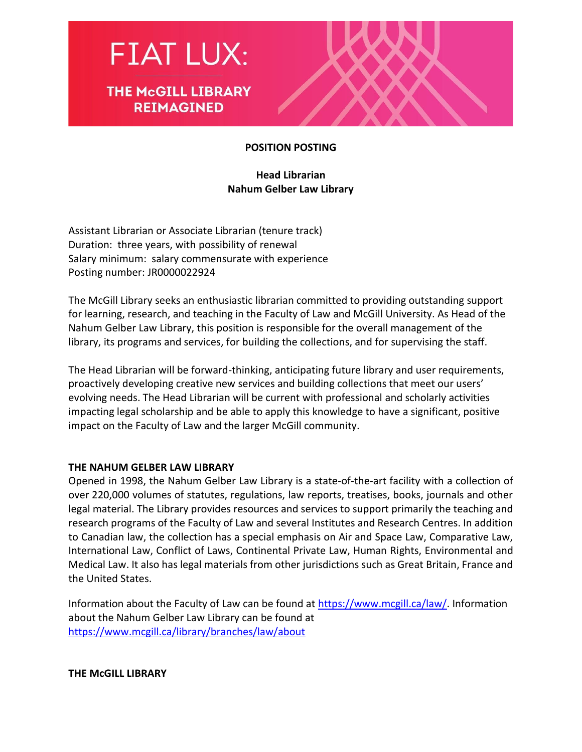# FIAT LUX:

## THE McGILL LIBRARY REIMAGINED

**POSITION POSTING**

**Head Librarian**
**Nahum Gelber Law Library**

Assistant Librarian or Associate Librarian (tenure track)
Duration: three years, with possibility of renewal
Salary minimum: salary commensurate with experience
Posting number: JR0000022924

The McGill Library seeks an enthusiastic librarian committed to providing outstanding support for learning, research, and teaching in the Faculty of Law and McGill University. As Head of the Nahum Gelber Law Library, this position is responsible for the overall management of the library, its programs and services, for building the collections, and for supervising the staff.

The Head Librarian will be forward-thinking, anticipating future library and user requirements, proactively developing creative new services and building collections that meet our users' evolving needs. The Head Librarian will be current with professional and scholarly activities impacting legal scholarship and be able to apply this knowledge to have a significant, positive impact on the Faculty of Law and the larger McGill community.

**THE NAHUM GELBER LAW LIBRARY**

Opened in 1998, the Nahum Gelber Law Library is a state-of-the-art facility with a collection of over 220,000 volumes of statutes, regulations, law reports, treatises, books, journals and other legal material. The Library provides resources and services to support primarily the teaching and research programs of the Faculty of Law and several Institutes and Research Centres. In addition to Canadian law, the collection has a special emphasis on Air and Space Law, Comparative Law, International Law, Conflict of Laws, Continental Private Law, Human Rights, Environmental and Medical Law. It also has legal materials from other jurisdictions such as Great Britain, France and the United States.

Information about the Faculty of Law can be found at https://www.mcgill.ca/law/. Information about the Nahum Gelber Law Library can be found at https://www.mcgill.ca/library/branches/law/about

**THE McGILL LIBRARY**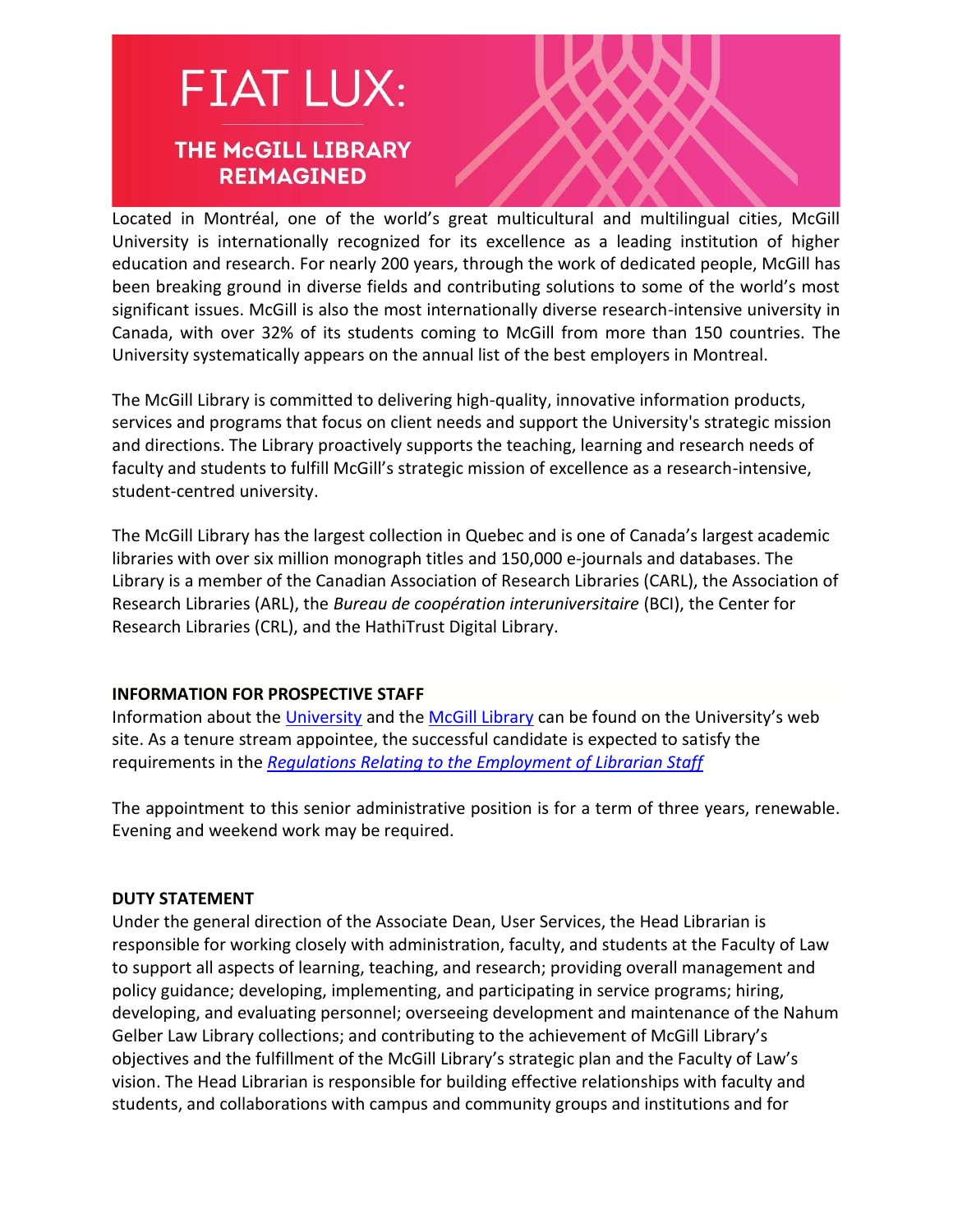# FIAT LUX:

## THE McGILL LIBRARY REIMAGINED

Located in Montréal, one of the world's great multicultural and multilingual cities, McGill University is internationally recognized for its excellence as a leading institution of higher education and research. For nearly 200 years, through the work of dedicated people, McGill has been breaking ground in diverse fields and contributing solutions to some of the world's most significant issues. McGill is also the most internationally diverse research-intensive university in Canada, with over 32% of its students coming to McGill from more than 150 countries. The University systematically appears on the annual list of the best employers in Montreal.

The McGill Library is committed to delivering high-quality, innovative information products, services and programs that focus on client needs and support the University's strategic mission and directions. The Library proactively supports the teaching, learning and research needs of faculty and students to fulfill McGill's strategic mission of excellence as a research-intensive, student-centred university.

The McGill Library has the largest collection in Quebec and is one of Canada's largest academic libraries with over six million monograph titles and 150,000 e-journals and databases. The Library is a member of the Canadian Association of Research Libraries (CARL), the Association of Research Libraries (ARL), the *Bureau de coopération interuniversitaire* (BCI), the Center for Research Libraries (CRL), and the HathiTrust Digital Library.

**INFORMATION FOR PROSPECTIVE STAFF**

Information about the University and the McGill Library can be found on the University's web site. As a tenure stream appointee, the successful candidate is expected to satisfy the requirements in the *Regulations Relating to the Employment of Librarian Staff*

The appointment to this senior administrative position is for a term of three years, renewable. Evening and weekend work may be required.

**DUTY STATEMENT**

Under the general direction of the Associate Dean, User Services, the Head Librarian is responsible for working closely with administration, faculty, and students at the Faculty of Law to support all aspects of learning, teaching, and research; providing overall management and policy guidance; developing, implementing, and participating in service programs; hiring, developing, and evaluating personnel; overseeing development and maintenance of the Nahum Gelber Law Library collections; and contributing to the achievement of McGill Library's objectives and the fulfillment of the McGill Library's strategic plan and the Faculty of Law's vision. The Head Librarian is responsible for building effective relationships with faculty and students, and collaborations with campus and community groups and institutions and for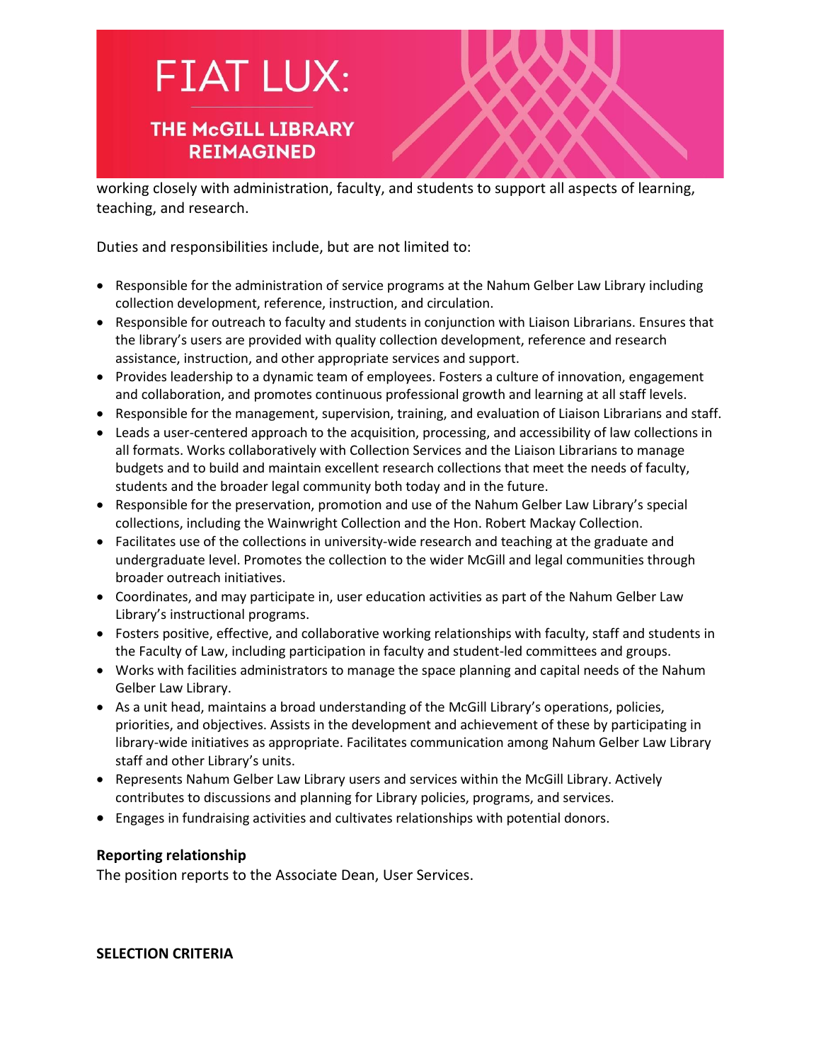working closely with administration, faculty, and students to support all aspects of learning, teaching, and research.

Duties and responsibilities include, but are not limited to:

- Responsible for the administration of service programs at the Nahum Gelber Law Library including collection development, reference, instruction, and circulation.
- Responsible for outreach to faculty and students in conjunction with Liaison Librarians. Ensures that the library's users are provided with quality collection development, reference and research assistance, instruction, and other appropriate services and support.
- Provides leadership to a dynamic team of employees. Fosters a culture of innovation, engagement and collaboration, and promotes continuous professional growth and learning at all staff levels.
- Responsible for the management, supervision, training, and evaluation of Liaison Librarians and staff.
- Leads a user-centered approach to the acquisition, processing, and accessibility of law collections in all formats. Works collaboratively with Collection Services and the Liaison Librarians to manage budgets and to build and maintain excellent research collections that meet the needs of faculty, students and the broader legal community both today and in the future.
- Responsible for the preservation, promotion and use of the Nahum Gelber Law Library's special collections, including the Wainwright Collection and the Hon. Robert Mackay Collection.
- Facilitates use of the collections in university-wide research and teaching at the graduate and undergraduate level. Promotes the collection to the wider McGill and legal communities through broader outreach initiatives.
- Coordinates, and may participate in, user education activities as part of the Nahum Gelber Law Library's instructional programs.
- Fosters positive, effective, and collaborative working relationships with faculty, staff and students in the Faculty of Law, including participation in faculty and student-led committees and groups.
- Works with facilities administrators to manage the space planning and capital needs of the Nahum Gelber Law Library.
- As a unit head, maintains a broad understanding of the McGill Library's operations, policies, priorities, and objectives. Assists in the development and achievement of these by participating in library-wide initiatives as appropriate. Facilitates communication among Nahum Gelber Law Library staff and other Library's units.
- Represents Nahum Gelber Law Library users and services within the McGill Library. Actively contributes to discussions and planning for Library policies, programs, and services.
- Engages in fundraising activities and cultivates relationships with potential donors.

**Reporting relationship**

The position reports to the Associate Dean, User Services.

**SELECTION CRITERIA**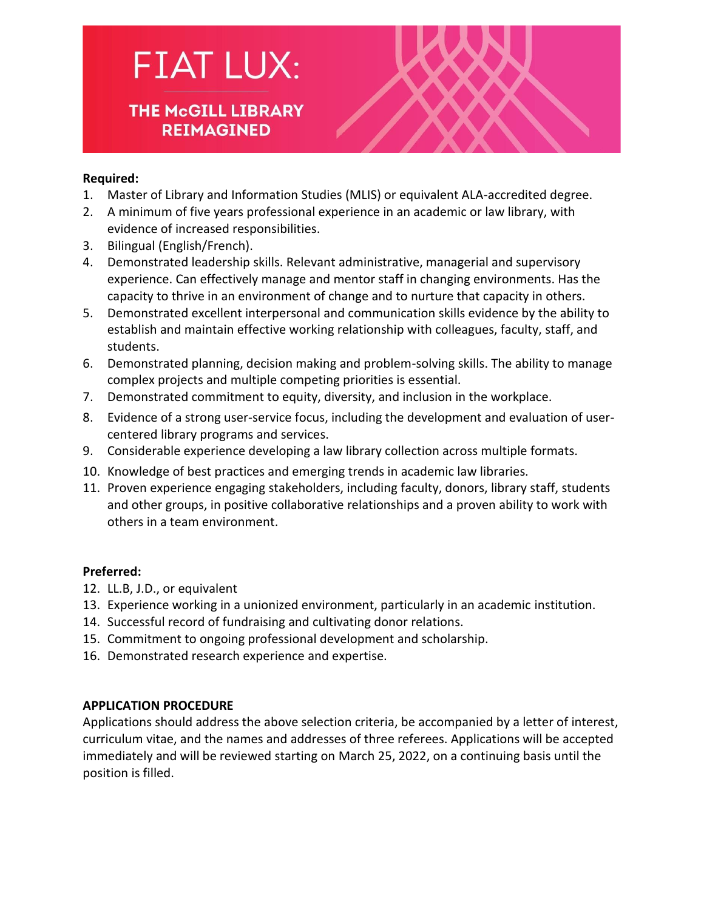# FIAT LUX:

## THE McGILL LIBRARY REIMAGINED

**Required:**

1. Master of Library and Information Studies (MLIS) or equivalent ALA-accredited degree.
2. A minimum of five years professional experience in an academic or law library, with evidence of increased responsibilities.
3. Bilingual (English/French).
4. Demonstrated leadership skills. Relevant administrative, managerial and supervisory experience. Can effectively manage and mentor staff in changing environments. Has the capacity to thrive in an environment of change and to nurture that capacity in others.
5. Demonstrated excellent interpersonal and communication skills evidence by the ability to establish and maintain effective working relationship with colleagues, faculty, staff, and students.
6. Demonstrated planning, decision making and problem-solving skills. The ability to manage complex projects and multiple competing priorities is essential.
7. Demonstrated commitment to equity, diversity, and inclusion in the workplace.
8. Evidence of a strong user-service focus, including the development and evaluation of user-centered library programs and services.
9. Considerable experience developing a law library collection across multiple formats.
10. Knowledge of best practices and emerging trends in academic law libraries.
11. Proven experience engaging stakeholders, including faculty, donors, library staff, students and other groups, in positive collaborative relationships and a proven ability to work with others in a team environment.

**Preferred:**

12. LL.B, J.D., or equivalent
13. Experience working in a unionized environment, particularly in an academic institution.
14. Successful record of fundraising and cultivating donor relations.
15. Commitment to ongoing professional development and scholarship.
16. Demonstrated research experience and expertise.

**APPLICATION PROCEDURE**

Applications should address the above selection criteria, be accompanied by a letter of interest, curriculum vitae, and the names and addresses of three referees. Applications will be accepted immediately and will be reviewed starting on March 25, 2022, on a continuing basis until the position is filled.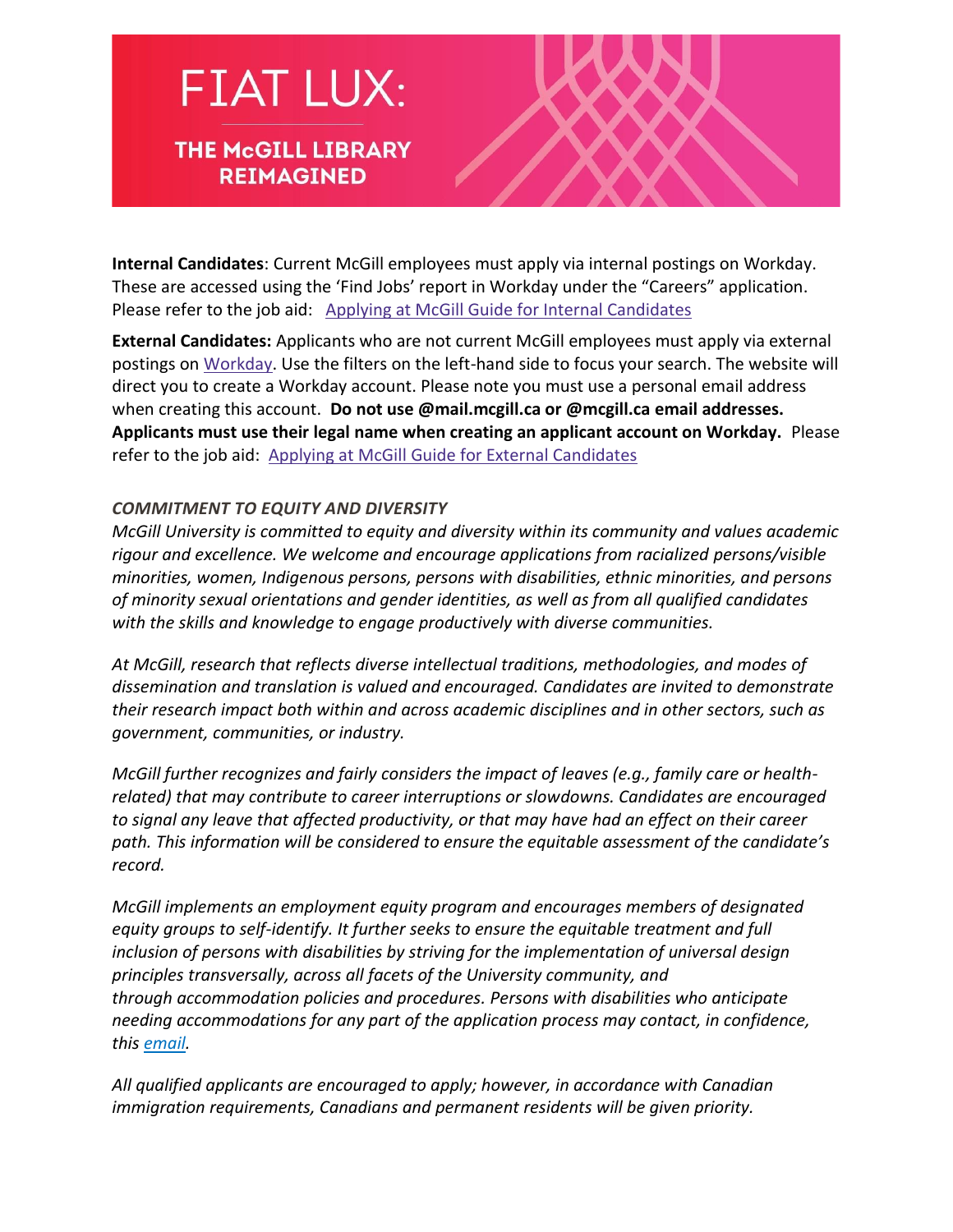# FIAT LUX:

## THE McGILL LIBRARY REIMAGINED

**Internal Candidates**: Current McGill employees must apply via internal postings on Workday. These are accessed using the 'Find Jobs' report in Workday under the "Careers" application. Please refer to the job aid: [Applying at McGill Guide for Internal Candidates]

**External Candidates:** Applicants who are not current McGill employees must apply via external postings on [Workday]. Use the filters on the left-hand side to focus your search. The website will direct you to create a Workday account. Please note you must use a personal email address when creating this account. **Do not use @mail.mcgill.ca or @mcgill.ca email addresses. Applicants must use their legal name when creating an applicant account on Workday.** Please refer to the job aid: [Applying at McGill Guide for External Candidates]

***COMMITMENT TO EQUITY AND DIVERSITY***

*McGill University is committed to equity and diversity within its community and values academic rigour and excellence. We welcome and encourage applications from racialized persons/visible minorities, women, Indigenous persons, persons with disabilities, ethnic minorities, and persons of minority sexual orientations and gender identities, as well as from all qualified candidates with the skills and knowledge to engage productively with diverse communities.*

*At McGill, research that reflects diverse intellectual traditions, methodologies, and modes of dissemination and translation is valued and encouraged. Candidates are invited to demonstrate their research impact both within and across academic disciplines and in other sectors, such as government, communities, or industry.*

*McGill further recognizes and fairly considers the impact of leaves (e.g., family care or health-related) that may contribute to career interruptions or slowdowns. Candidates are encouraged to signal any leave that affected productivity, or that may have had an effect on their career path. This information will be considered to ensure the equitable assessment of the candidate's record.*

*McGill implements an employment equity program and encourages members of designated equity groups to self-identify. It further seeks to ensure the equitable treatment and full inclusion of persons with disabilities by striving for the implementation of universal design principles transversally, across all facets of the University community, and through accommodation policies and procedures. Persons with disabilities who anticipate needing accommodations for any part of the application process may contact, in confidence, this [email].*

*All qualified applicants are encouraged to apply; however, in accordance with Canadian immigration requirements, Canadians and permanent residents will be given priority.*